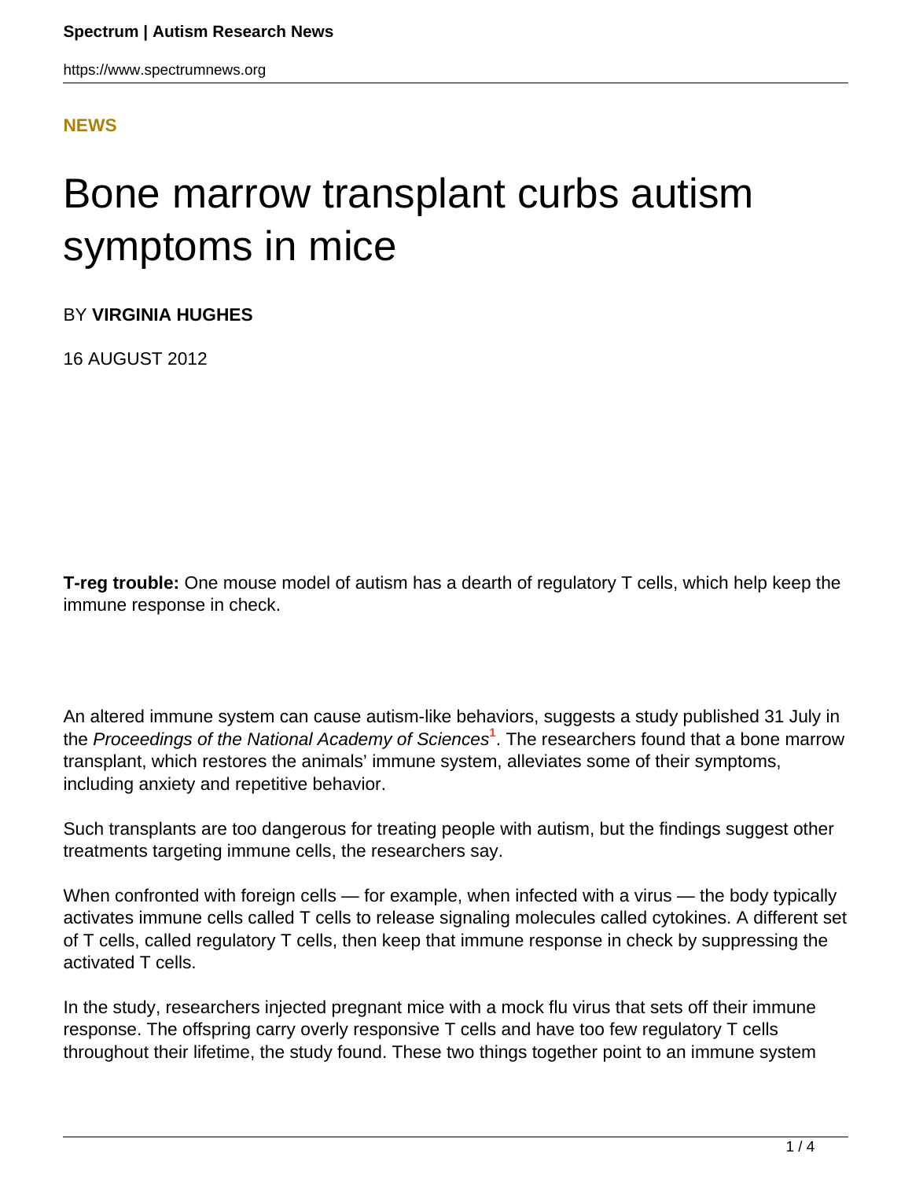**NEWS**

# Bone marrow transplant curbs autism symptoms in mice

BY **VIRGINIA HUGHES**

16 AUGUST 2012

**T-reg trouble:** One mouse model of autism has a dearth of regulatory T cells, which help keep the immune response in check.

An altered immune system can cause autism-like behaviors, suggests a study published 31 July in the *Proceedings of the National Academy of Sciences*[1]. The researchers found that a bone marrow transplant, which restores the animals' immune system, alleviates some of their symptoms, including anxiety and repetitive behavior.

Such transplants are too dangerous for treating people with autism, but the findings suggest other treatments targeting immune cells, the researchers say.

When confronted with foreign cells — for example, when infected with a virus — the body typically activates immune cells called T cells to release signaling molecules called cytokines. A different set of T cells, called regulatory T cells, then keep that immune response in check by suppressing the activated T cells.

In the study, researchers injected pregnant mice with a mock flu virus that sets off their immune response. The offspring carry overly responsive T cells and have too few regulatory T cells throughout their lifetime, the study found. These two things together point to an immune system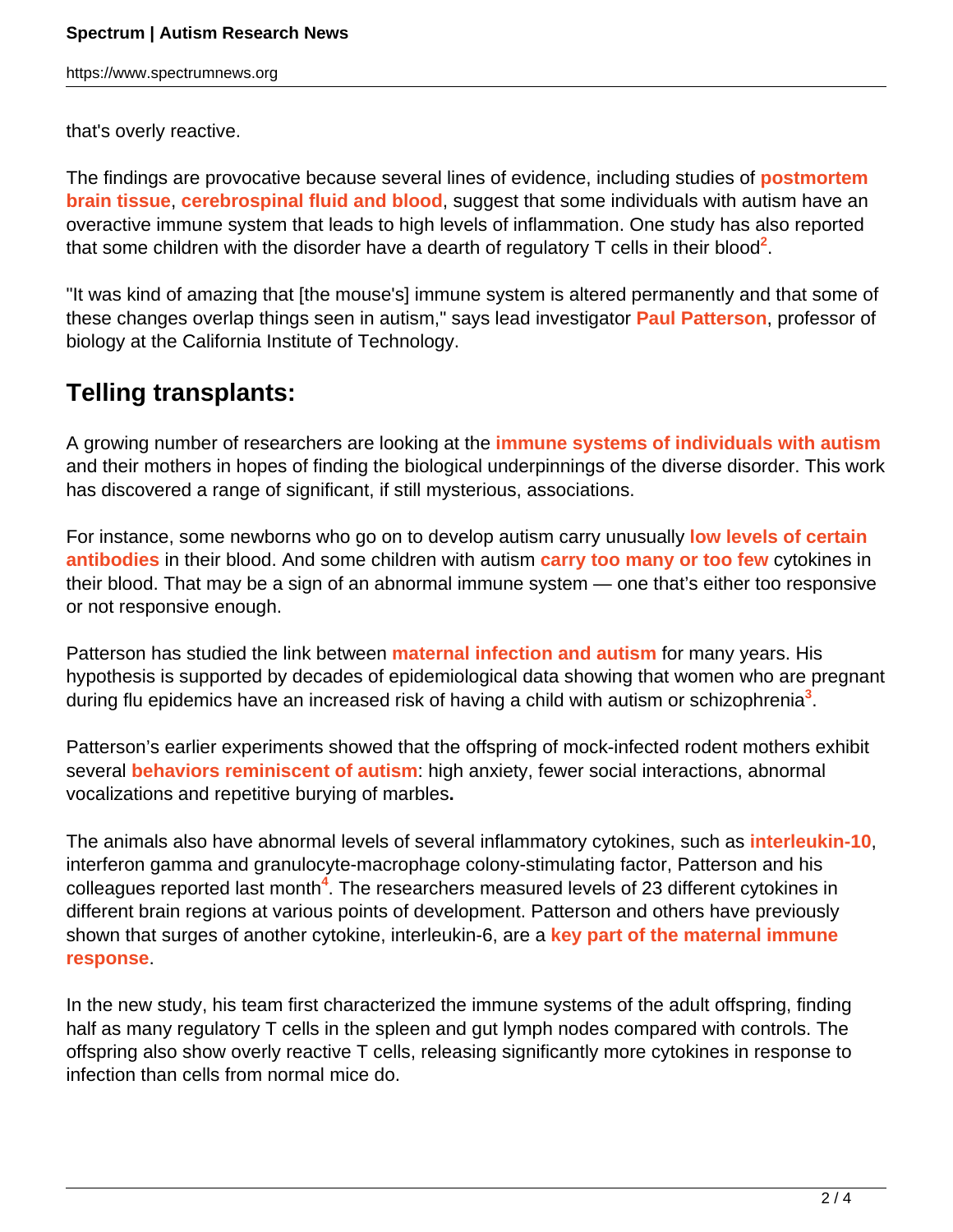that's overly reactive.

The findings are provocative because several lines of evidence, including studies of **postmortem brain tissue**, **cerebrospinal fluid and blood**, suggest that some individuals with autism have an overactive immune system that leads to high levels of inflammation. One study has also reported that some children with the disorder have a dearth of regulatory T cells in their blood[2].

"It was kind of amazing that [the mouse's] immune system is altered permanently and that some of these changes overlap things seen in autism," says lead investigator **Paul Patterson**, professor of biology at the California Institute of Technology.

## Telling transplants:

A growing number of researchers are looking at the **immune systems of individuals with autism** and their mothers in hopes of finding the biological underpinnings of the diverse disorder. This work has discovered a range of significant, if still mysterious, associations.

For instance, some newborns who go on to develop autism carry unusually **low levels of certain antibodies** in their blood. And some children with autism **carry too many or too few** cytokines in their blood. That may be a sign of an abnormal immune system — one that's either too responsive or not responsive enough.

Patterson has studied the link between **maternal infection and autism** for many years. His hypothesis is supported by decades of epidemiological data showing that women who are pregnant during flu epidemics have an increased risk of having a child with autism or schizophrenia[3].

Patterson's earlier experiments showed that the offspring of mock-infected rodent mothers exhibit several **behaviors reminiscent of autism**: high anxiety, fewer social interactions, abnormal vocalizations and repetitive burying of marbles**.**

The animals also have abnormal levels of several inflammatory cytokines, such as **interleukin-10**, interferon gamma and granulocyte-macrophage colony-stimulating factor, Patterson and his colleagues reported last month[4]. The researchers measured levels of 23 different cytokines in different brain regions at various points of development. Patterson and others have previously shown that surges of another cytokine, interleukin-6, are a **key part of the maternal immune response**.

In the new study, his team first characterized the immune systems of the adult offspring, finding half as many regulatory T cells in the spleen and gut lymph nodes compared with controls. The offspring also show overly reactive T cells, releasing significantly more cytokines in response to infection than cells from normal mice do.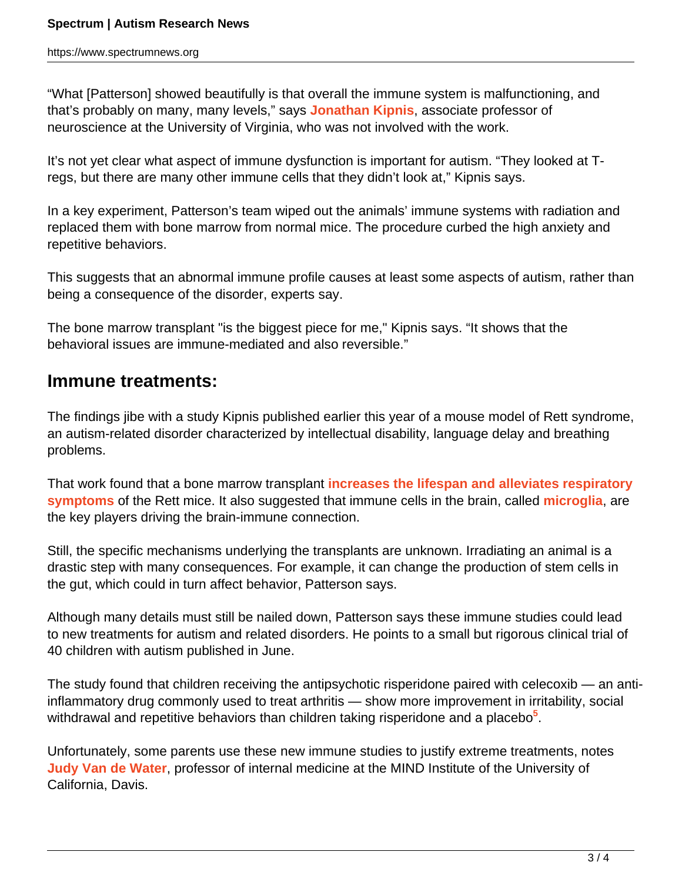“What [Patterson] showed beautifully is that overall the immune system is malfunctioning, and that’s probably on many, many levels,” says **Jonathan Kipnis**, associate professor of neuroscience at the University of Virginia, who was not involved with the work.

It’s not yet clear what aspect of immune dysfunction is important for autism. “They looked at T-regs, but there are many other immune cells that they didn’t look at,” Kipnis says.

In a key experiment, Patterson’s team wiped out the animals’ immune systems with radiation and replaced them with bone marrow from normal mice. The procedure curbed the high anxiety and repetitive behaviors.

This suggests that an abnormal immune profile causes at least some aspects of autism, rather than being a consequence of the disorder, experts say.

The bone marrow transplant "is the biggest piece for me," Kipnis says. “It shows that the behavioral issues are immune-mediated and also reversible.”

## Immune treatments:

The findings jibe with a study Kipnis published earlier this year of a mouse model of Rett syndrome, an autism-related disorder characterized by intellectual disability, language delay and breathing problems.

That work found that a bone marrow transplant **increases the lifespan and alleviates respiratory symptoms** of the Rett mice. It also suggested that immune cells in the brain, called **microglia**, are the key players driving the brain-immune connection.

Still, the specific mechanisms underlying the transplants are unknown. Irradiating an animal is a drastic step with many consequences. For example, it can change the production of stem cells in the gut, which could in turn affect behavior, Patterson says.

Although many details must still be nailed down, Patterson says these immune studies could lead to new treatments for autism and related disorders. He points to a small but rigorous clinical trial of 40 children with autism published in June.

The study found that children receiving the antipsychotic risperidone paired with celecoxib — an anti-inflammatory drug commonly used to treat arthritis — show more improvement in irritability, social withdrawal and repetitive behaviors than children taking risperidone and a placebo[5].

Unfortunately, some parents use these new immune studies to justify extreme treatments, notes **Judy Van de Water**, professor of internal medicine at the MIND Institute of the University of California, Davis.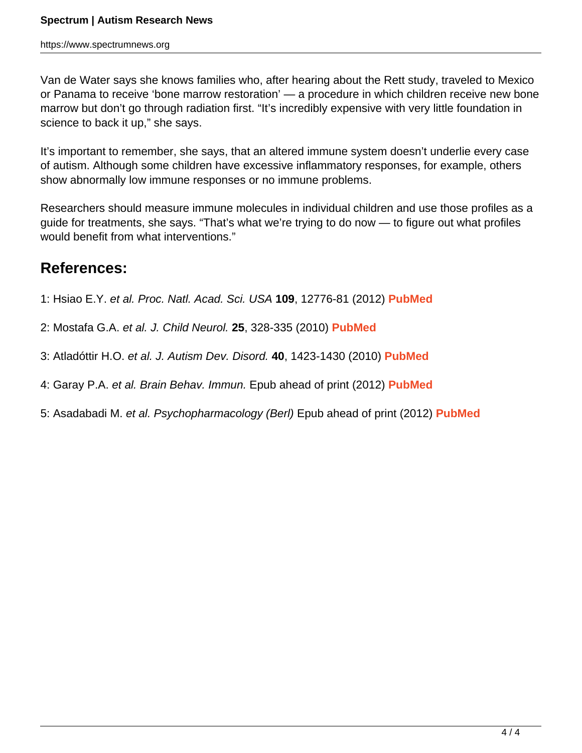Van de Water says she knows families who, after hearing about the Rett study, traveled to Mexico or Panama to receive 'bone marrow restoration' — a procedure in which children receive new bone marrow but don't go through radiation first. "It's incredibly expensive with very little foundation in science to back it up," she says.

It's important to remember, she says, that an altered immune system doesn't underlie every case of autism. Although some children have excessive inflammatory responses, for example, others show abnormally low immune responses or no immune problems.

Researchers should measure immune molecules in individual children and use those profiles as a guide for treatments, she says. "That's what we're trying to do now — to figure out what profiles would benefit from what interventions."

## References:

1: Hsiao E.Y. *et al. Proc. Natl. Acad. Sci. USA* **109**, 12776-81 (2012) **PubMed**

2: Mostafa G.A. *et al. J. Child Neurol.* **25**, 328-335 (2010) **PubMed**

3: Atladóttir H.O. *et al. J. Autism Dev. Disord.* **40**, 1423-1430 (2010) **PubMed**

4: Garay P.A. *et al. Brain Behav. Immun.* Epub ahead of print (2012) **PubMed**

5: Asadabadi M. *et al. Psychopharmacology (Berl)* Epub ahead of print (2012) **PubMed**